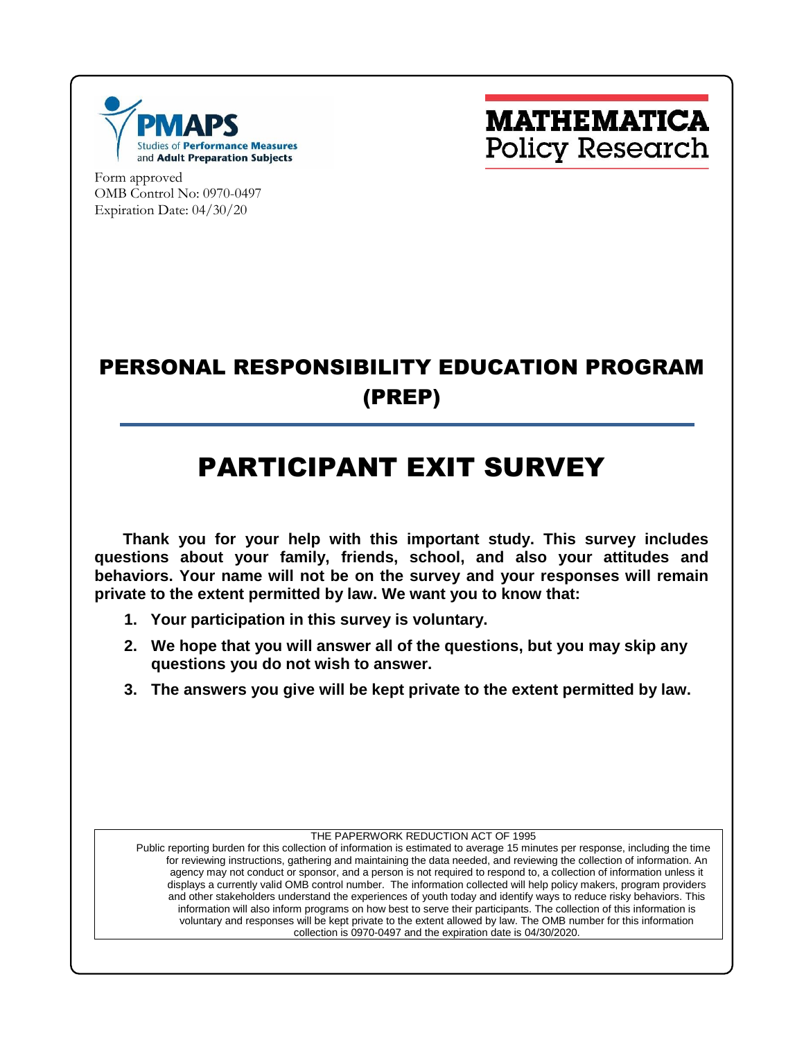PMAPS
Studies of **Performance Measures** and **Adult Preparation Subjects**

**MATHEMATICA**
Policy Research

Form approved
OMB Control No: 0970-0497
Expiration Date: 04/30/20

# PERSONAL RESPONSIBILITY EDUCATION PROGRAM (PREP)

# PARTICIPANT EXIT SURVEY

**Thank you for your help with this important study. This survey includes questions about your family, friends, school, and also your attitudes and behaviors. Your name will not be on the survey and your responses will remain private to the extent permitted by law. We want you to know that:**

1. **Your participation in this survey is voluntary.**
2. **We hope that you will answer all of the questions, but you may skip any questions you do not wish to answer.**
3. **The answers you give will be kept private to the extent permitted by law.**

THE PAPERWORK REDUCTION ACT OF 1995

Public reporting burden for this collection of information is estimated to average 15 minutes per response, including the time for reviewing instructions, gathering and maintaining the data needed, and reviewing the collection of information. An agency may not conduct or sponsor, and a person is not required to respond to, a collection of information unless it displays a currently valid OMB control number. The information collected will help policy makers, program providers and other stakeholders understand the experiences of youth today and identify ways to reduce risky behaviors. This information will also inform programs on how best to serve their participants. The collection of this information is voluntary and responses will be kept private to the extent allowed by law. The OMB number for this information collection is 0970-0497 and the expiration date is 04/30/2020.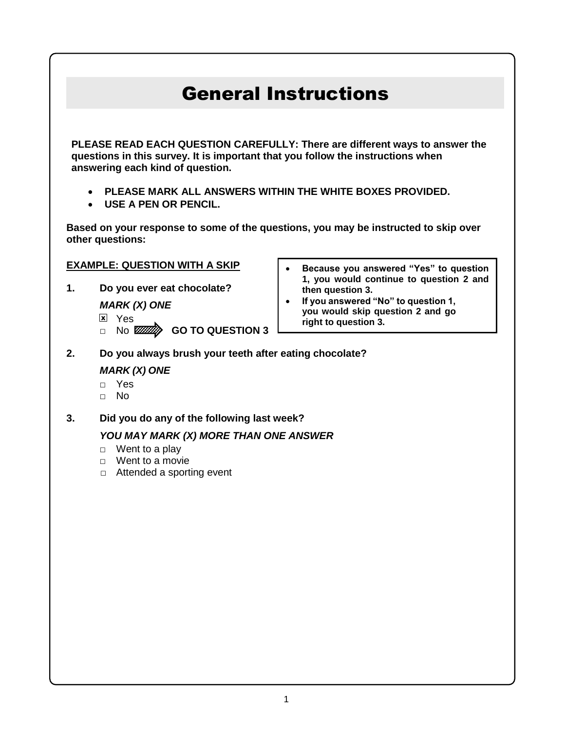# General Instructions

**PLEASE READ EACH QUESTION CAREFULLY: There are different ways to answer the questions in this survey. It is important that you follow the instructions when answering each kind of question.**

- **PLEASE MARK ALL ANSWERS WITHIN THE WHITE BOXES PROVIDED.**
- **USE A PEN OR PENCIL.**

**Based on your response to some of the questions, you may be instructed to skip over other questions:**

**EXAMPLE: QUESTION WITH A SKIP**

**1. Do you ever eat chocolate?**

***MARK (X) ONE***

- ☒ Yes
- ☐ No ➡ **GO TO QUESTION 3**

> - **Because you answered "Yes" to question 1, you would continue to question 2 and then question 3.**
> - **If you answered "No" to question 1, you would skip question 2 and go right to question 3.**

**2. Do you always brush your teeth after eating chocolate?**

***MARK (X) ONE***

- ☐ Yes
- ☐ No

**3. Did you do any of the following last week?**

***YOU MAY MARK (X) MORE THAN ONE ANSWER***

- ☐ Went to a play
- ☐ Went to a movie
- ☐ Attended a sporting event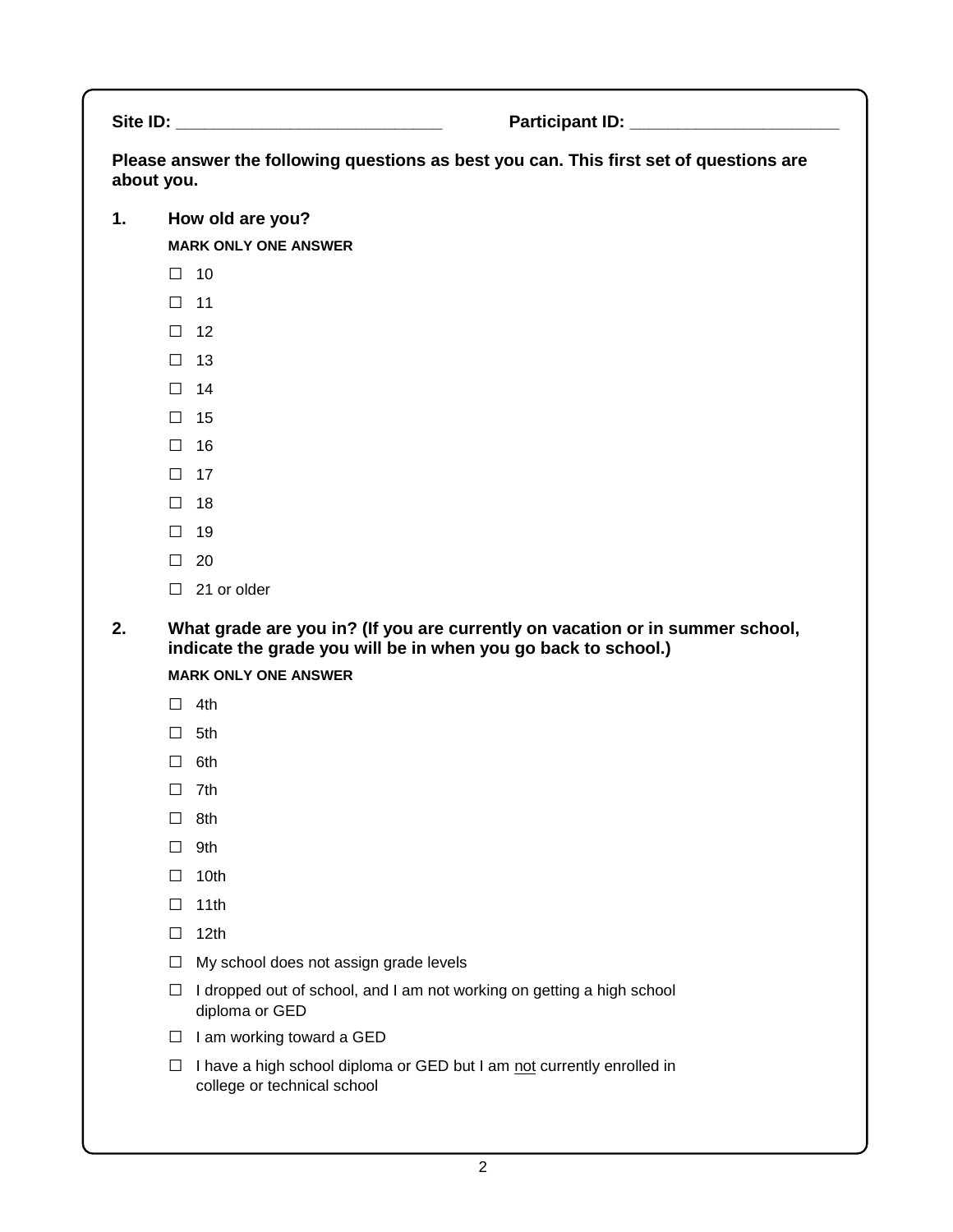**Site ID:** ____________________________ **Participant ID:** ______________________

**Please answer the following questions as best you can. This first set of questions are about you.**

**1. How old are you?**

**MARK ONLY ONE ANSWER**

- ☐ 10
- ☐ 11
- ☐ 12
- ☐ 13
- ☐ 14
- ☐ 15
- ☐ 16
- ☐ 17
- ☐ 18
- ☐ 19
- ☐ 20
- ☐ 21 or older

**2. What grade are you in? (If you are currently on vacation or in summer school, indicate the grade you will be in when you go back to school.)**

**MARK ONLY ONE ANSWER**

- ☐ 4th
- ☐ 5th
- ☐ 6th
- ☐ 7th
- ☐ 8th
- ☐ 9th
- ☐ 10th
- ☐ 11th
- ☐ 12th
- ☐ My school does not assign grade levels
- ☐ I dropped out of school, and I am not working on getting a high school diploma or GED
- ☐ I am working toward a GED
- ☐ I have a high school diploma or GED but I am <u>not</u> currently enrolled in college or technical school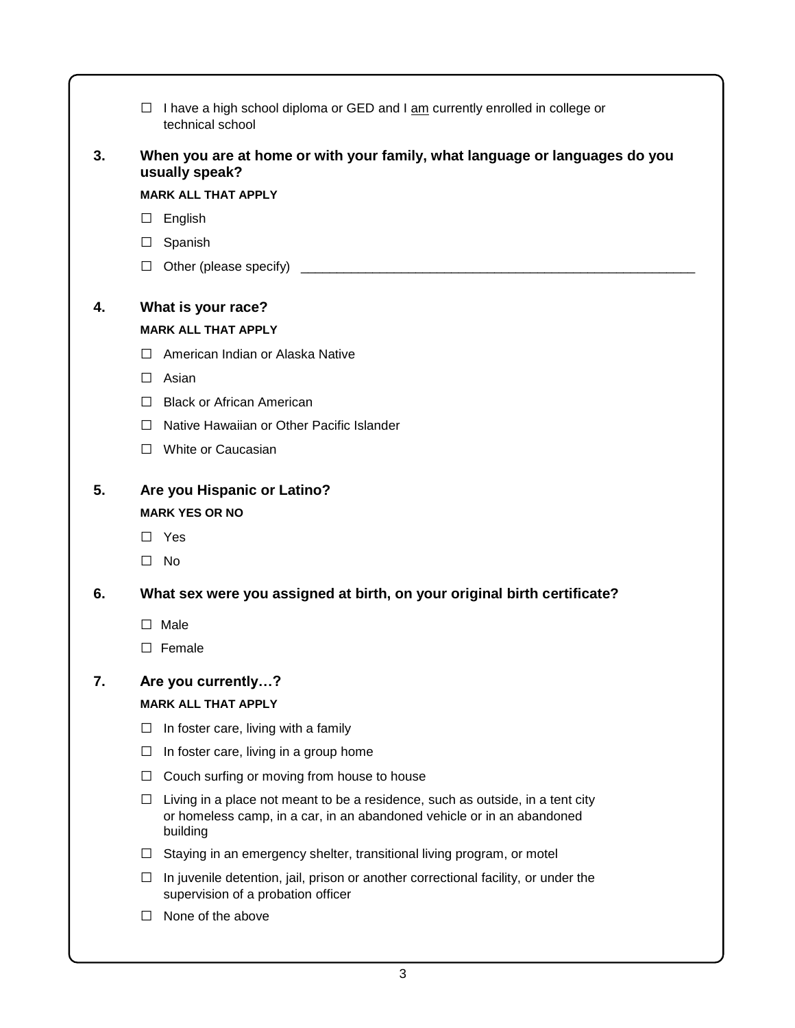- ☐ I have a high school diploma or GED and I am currently enrolled in college or technical school

**3. When you are at home or with your family, what language or languages do you usually speak?**

**MARK ALL THAT APPLY**

- ☐ English
- ☐ Spanish
- ☐ Other (please specify) ________________________________________________

**4. What is your race?**

**MARK ALL THAT APPLY**

- ☐ American Indian or Alaska Native
- ☐ Asian
- ☐ Black or African American
- ☐ Native Hawaiian or Other Pacific Islander
- ☐ White or Caucasian

**5. Are you Hispanic or Latino?**

**MARK YES OR NO**

- ☐ Yes
- ☐ No

**6. What sex were you assigned at birth, on your original birth certificate?**

- ☐ Male
- ☐ Female

**7. Are you currently…?**

**MARK ALL THAT APPLY**

- ☐ In foster care, living with a family
- ☐ In foster care, living in a group home
- ☐ Couch surfing or moving from house to house
- ☐ Living in a place not meant to be a residence, such as outside, in a tent city or homeless camp, in a car, in an abandoned vehicle or in an abandoned building
- ☐ Staying in an emergency shelter, transitional living program, or motel
- ☐ In juvenile detention, jail, prison or another correctional facility, or under the supervision of a probation officer
- ☐ None of the above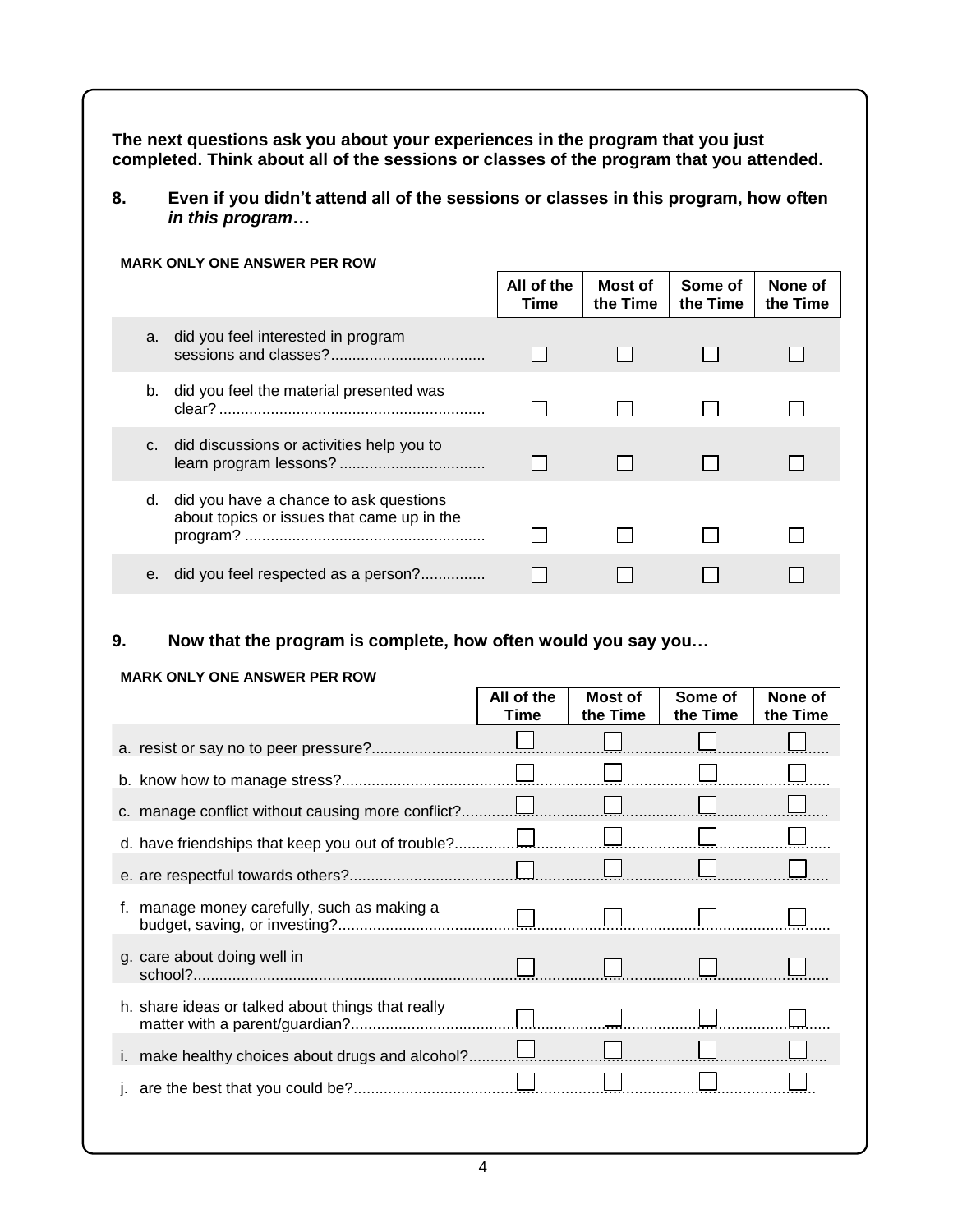**The next questions ask you about your experiences in the program that you just completed. Think about all of the sessions or classes of the program that you attended.**

**8. Even if you didn't attend all of the sessions or classes in this program, how often *in this program*…**

**MARK ONLY ONE ANSWER PER ROW**

| | All of the Time | Most of the Time | Some of the Time | None of the Time |
|---|---|---|---|---|
| a. did you feel interested in program sessions and classes? | ☐ | ☐ | ☐ | ☐ |
| b. did you feel the material presented was clear? | ☐ | ☐ | ☐ | ☐ |
| c. did discussions or activities help you to learn program lessons? | ☐ | ☐ | ☐ | ☐ |
| d. did you have a chance to ask questions about topics or issues that came up in the program? | ☐ | ☐ | ☐ | ☐ |
| e. did you feel respected as a person? | ☐ | ☐ | ☐ | ☐ |

**9. Now that the program is complete, how often would you say you…**

**MARK ONLY ONE ANSWER PER ROW**

| | All of the Time | Most of the Time | Some of the Time | None of the Time |
|---|---|---|---|---|
| a. resist or say no to peer pressure? | ☐ | ☐ | ☐ | ☐ |
| b. know how to manage stress? | ☐ | ☐ | ☐ | ☐ |
| c. manage conflict without causing more conflict? | ☐ | ☐ | ☐ | ☐ |
| d. have friendships that keep you out of trouble? | ☐ | ☐ | ☐ | ☐ |
| e. are respectful towards others? | ☐ | ☐ | ☐ | ☐ |
| f. manage money carefully, such as making a budget, saving, or investing? | ☐ | ☐ | ☐ | ☐ |
| g. care about doing well in school? | ☐ | ☐ | ☐ | ☐ |
| h. share ideas or talked about things that really matter with a parent/guardian? | ☐ | ☐ | ☐ | ☐ |
| i. make healthy choices about drugs and alcohol? | ☐ | ☐ | ☐ | ☐ |
| j. are the best that you could be? | ☐ | ☐ | ☐ | ☐ |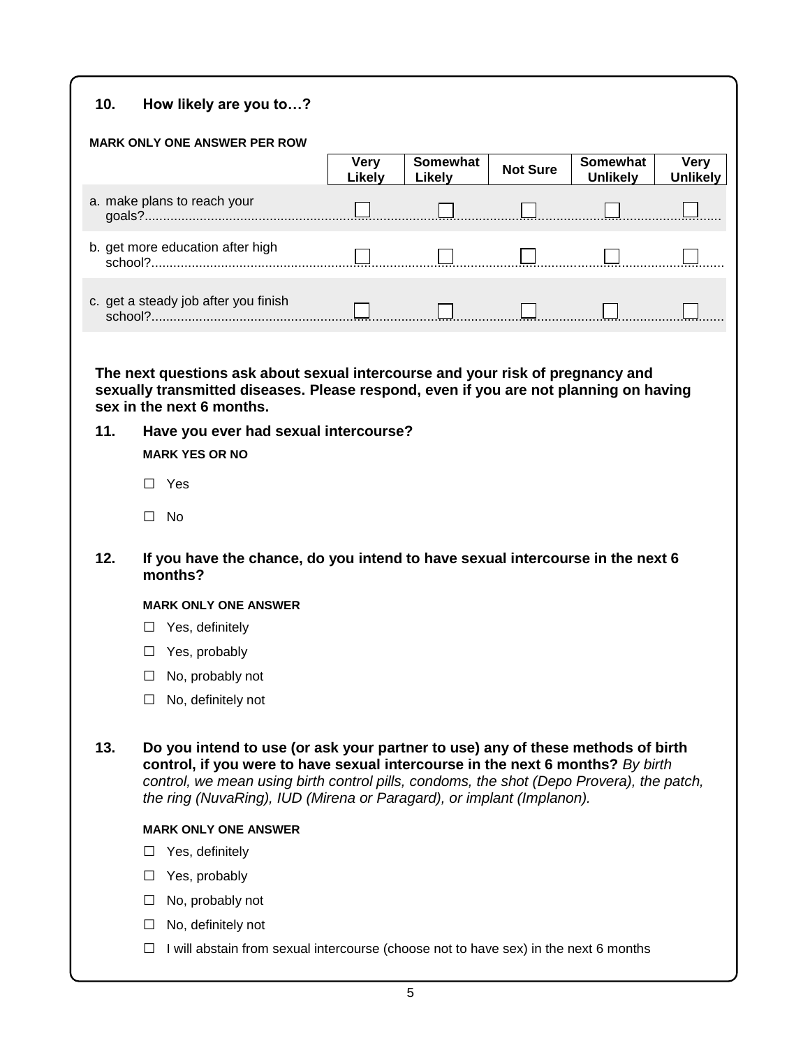**10. How likely are you to…?**

**MARK ONLY ONE ANSWER PER ROW**

| | Very Likely | Somewhat Likely | Not Sure | Somewhat Unlikely | Very Unlikely |
|---|---|---|---|---|---|
| a. make plans to reach your goals? | ☐ | ☐ | ☐ | ☐ | ☐ |
| b. get more education after high school? | ☐ | ☐ | ☐ | ☐ | ☐ |
| c. get a steady job after you finish school? | ☐ | ☐ | ☐ | ☐ | ☐ |

**The next questions ask about sexual intercourse and your risk of pregnancy and sexually transmitted diseases. Please respond, even if you are not planning on having sex in the next 6 months.**

**11. Have you ever had sexual intercourse?**

**MARK YES OR NO**

- ☐ Yes
- ☐ No

**12. If you have the chance, do you intend to have sexual intercourse in the next 6 months?**

**MARK ONLY ONE ANSWER**

- ☐ Yes, definitely
- ☐ Yes, probably
- ☐ No, probably not
- ☐ No, definitely not

**13. Do you intend to use (or ask your partner to use) any of these methods of birth control, if you were to have sexual intercourse in the next 6 months?** *By birth control, we mean using birth control pills, condoms, the shot (Depo Provera), the patch, the ring (NuvaRing), IUD (Mirena or Paragard), or implant (Implanon).*

**MARK ONLY ONE ANSWER**

- ☐ Yes, definitely
- ☐ Yes, probably
- ☐ No, probably not
- ☐ No, definitely not
- ☐ I will abstain from sexual intercourse (choose not to have sex) in the next 6 months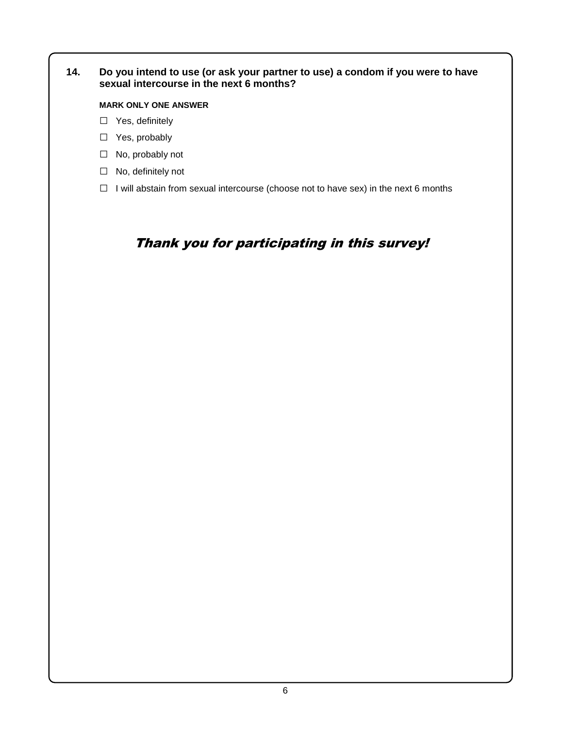**14. Do you intend to use (or ask your partner to use) a condom if you were to have sexual intercourse in the next 6 months?**

**MARK ONLY ONE ANSWER**

- ☐ Yes, definitely
- ☐ Yes, probably
- ☐ No, probably not
- ☐ No, definitely not
- ☐ I will abstain from sexual intercourse (choose not to have sex) in the next 6 months

***Thank you for participating in this survey!***